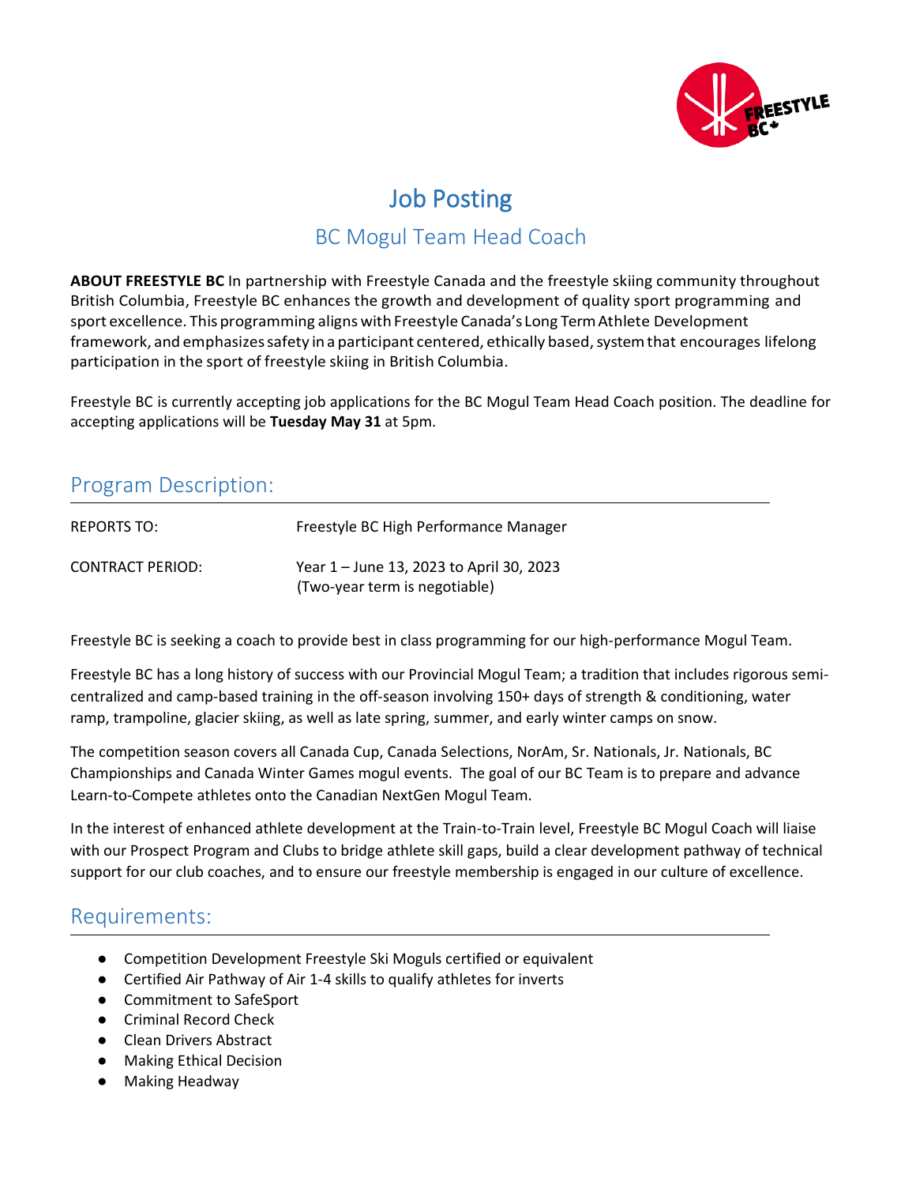# Job Posting

## BC Mogul Team Head Coach

**ABOUT FREESTYLE BC** In partnership with Freestyle Canada and the freestyle skiing community throughout British Columbia, Freestyle BC enhances the growth and development of quality sport programming and sport excellence. This programming aligns with Freestyle Canada's Long Term Athlete Development framework, and emphasizes safety in a participant centered, ethically based, system that encourages lifelong participation in the sport of freestyle skiing in British Columbia.

Freestyle BC is currently accepting job applications for the BC Mogul Team Head Coach position. The deadline for accepting applications will be **Tuesday May 31** at 5pm.

## Program Description:

| REPORTS TO: | Freestyle BC High Performance Manager |
|---|---|
| CONTRACT PERIOD: | Year 1 – June 13, 2023 to April 30, 2023 (Two-year term is negotiable) |

Freestyle BC is seeking a coach to provide best in class programming for our high-performance Mogul Team.

Freestyle BC has a long history of success with our Provincial Mogul Team; a tradition that includes rigorous semi-centralized and camp-based training in the off-season involving 150+ days of strength & conditioning, water ramp, trampoline, glacier skiing, as well as late spring, summer, and early winter camps on snow.

The competition season covers all Canada Cup, Canada Selections, NorAm, Sr. Nationals, Jr. Nationals, BC Championships and Canada Winter Games mogul events. The goal of our BC Team is to prepare and advance Learn-to-Compete athletes onto the Canadian NextGen Mogul Team.

In the interest of enhanced athlete development at the Train-to-Train level, Freestyle BC Mogul Coach will liaise with our Prospect Program and Clubs to bridge athlete skill gaps, build a clear development pathway of technical support for our club coaches, and to ensure our freestyle membership is engaged in our culture of excellence.

## Requirements:

- Competition Development Freestyle Ski Moguls certified or equivalent
- Certified Air Pathway of Air 1-4 skills to qualify athletes for inverts
- Commitment to SafeSport
- Criminal Record Check
- Clean Drivers Abstract
- Making Ethical Decision
- Making Headway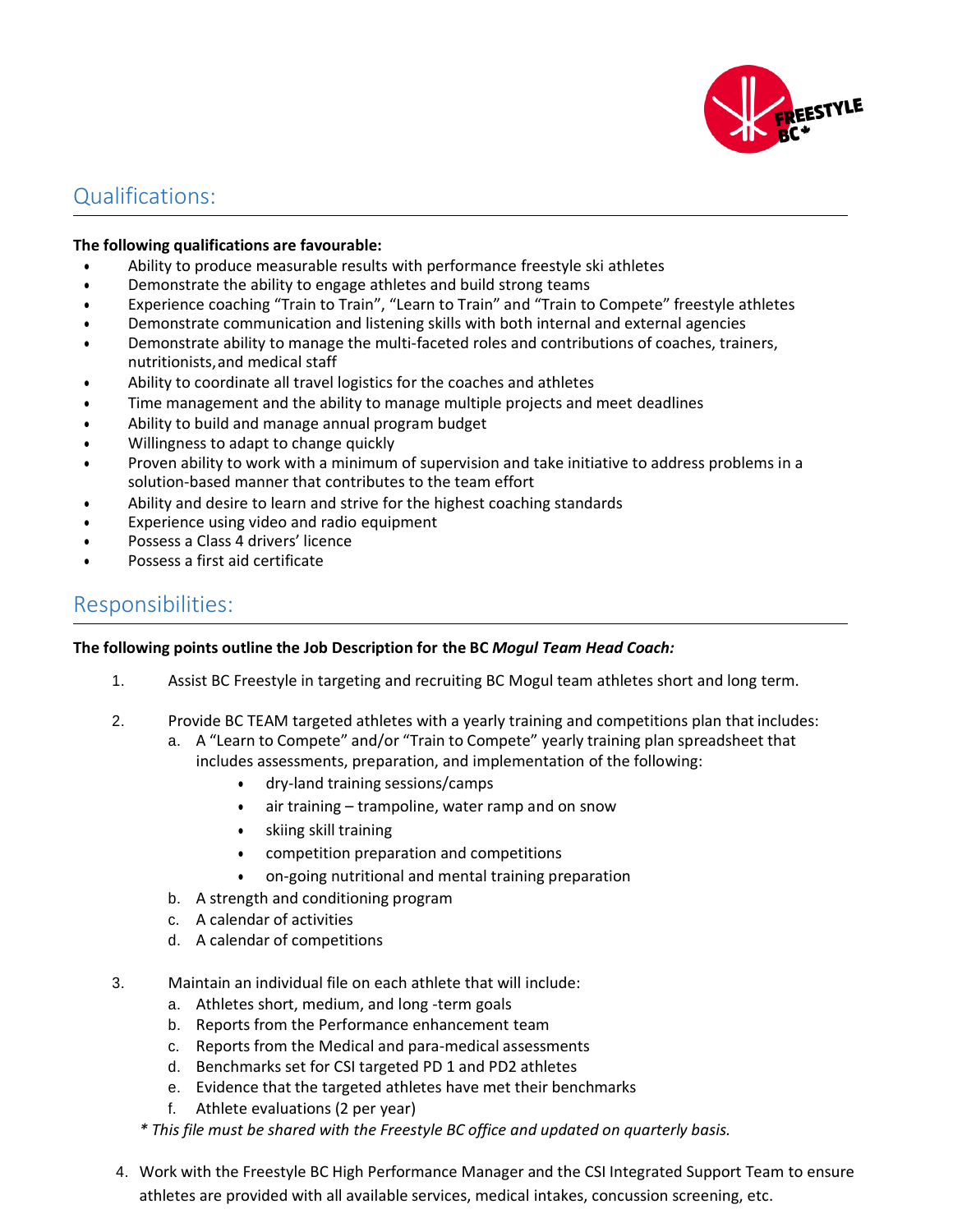## Qualifications:

**The following qualifications are favourable:**

- Ability to produce measurable results with performance freestyle ski athletes
- Demonstrate the ability to engage athletes and build strong teams
- Experience coaching "Train to Train", "Learn to Train" and "Train to Compete" freestyle athletes
- Demonstrate communication and listening skills with both internal and external agencies
- Demonstrate ability to manage the multi-faceted roles and contributions of coaches, trainers, nutritionists, and medical staff
- Ability to coordinate all travel logistics for the coaches and athletes
- Time management and the ability to manage multiple projects and meet deadlines
- Ability to build and manage annual program budget
- Willingness to adapt to change quickly
- Proven ability to work with a minimum of supervision and take initiative to address problems in a solution-based manner that contributes to the team effort
- Ability and desire to learn and strive for the highest coaching standards
- Experience using video and radio equipment
- Possess a Class 4 drivers' licence
- Possess a first aid certificate

## Responsibilities:

**The following points outline the Job Description for the BC *Mogul Team Head Coach:***

1. Assist BC Freestyle in targeting and recruiting BC Mogul team athletes short and long term.

2. Provide BC TEAM targeted athletes with a yearly training and competitions plan that includes:
   a. A "Learn to Compete" and/or "Train to Compete" yearly training plan spreadsheet that includes assessments, preparation, and implementation of the following:
      - dry-land training sessions/camps
      - air training – trampoline, water ramp and on snow
      - skiing skill training
      - competition preparation and competitions
      - on-going nutritional and mental training preparation

   b. A strength and conditioning program
   c. A calendar of activities
   d. A calendar of competitions

3. Maintain an individual file on each athlete that will include:
   a. Athletes short, medium, and long -term goals
   b. Reports from the Performance enhancement team
   c. Reports from the Medical and para-medical assessments
   d. Benchmarks set for CSI targeted PD 1 and PD2 athletes
   e. Evidence that the targeted athletes have met their benchmarks
   f. Athlete evaluations (2 per year)

   *\* This file must be shared with the Freestyle BC office and updated on quarterly basis.*

4. Work with the Freestyle BC High Performance Manager and the CSI Integrated Support Team to ensure athletes are provided with all available services, medical intakes, concussion screening, etc.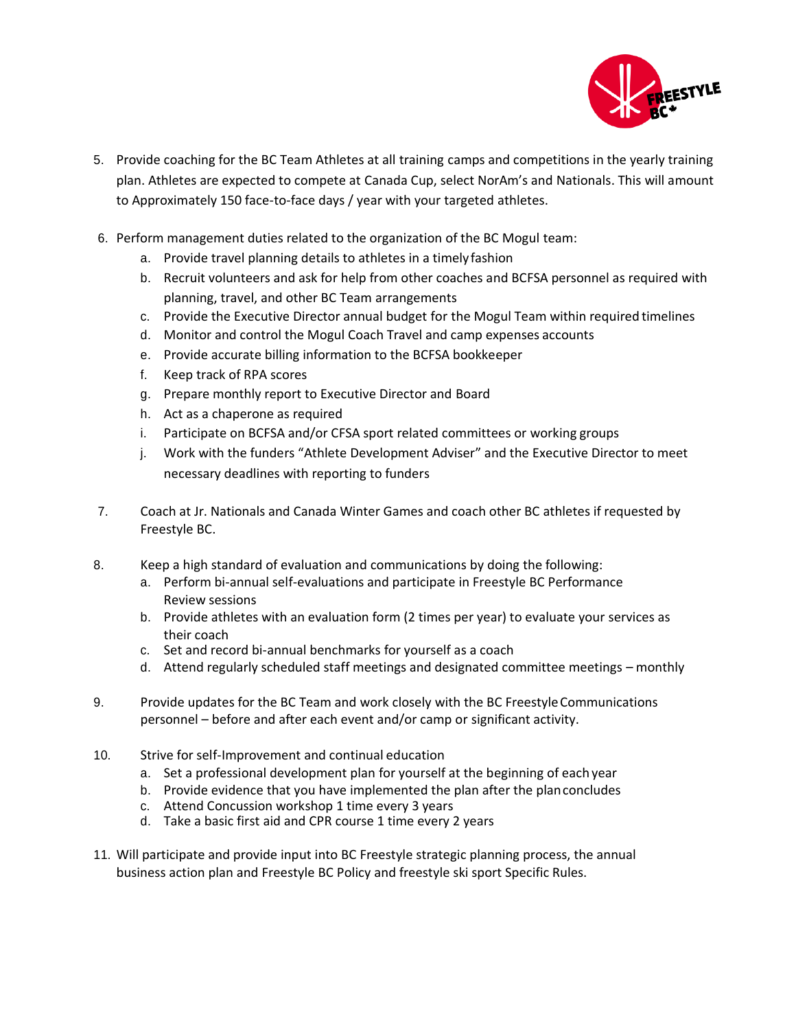5. Provide coaching for the BC Team Athletes at all training camps and competitions in the yearly training plan. Athletes are expected to compete at Canada Cup, select NorAm's and Nationals. This will amount to Approximately 150 face-to-face days / year with your targeted athletes.

6. Perform management duties related to the organization of the BC Mogul team:
   a. Provide travel planning details to athletes in a timely fashion
   b. Recruit volunteers and ask for help from other coaches and BCFSA personnel as required with planning, travel, and other BC Team arrangements
   c. Provide the Executive Director annual budget for the Mogul Team within required timelines
   d. Monitor and control the Mogul Coach Travel and camp expenses accounts
   e. Provide accurate billing information to the BCFSA bookkeeper
   f. Keep track of RPA scores
   g. Prepare monthly report to Executive Director and Board
   h. Act as a chaperone as required
   i. Participate on BCFSA and/or CFSA sport related committees or working groups
   j. Work with the funders "Athlete Development Adviser" and the Executive Director to meet necessary deadlines with reporting to funders

7. Coach at Jr. Nationals and Canada Winter Games and coach other BC athletes if requested by Freestyle BC.

8. Keep a high standard of evaluation and communications by doing the following:
   a. Perform bi-annual self-evaluations and participate in Freestyle BC Performance Review sessions
   b. Provide athletes with an evaluation form (2 times per year) to evaluate your services as their coach
   c. Set and record bi-annual benchmarks for yourself as a coach
   d. Attend regularly scheduled staff meetings and designated committee meetings – monthly

9. Provide updates for the BC Team and work closely with the BC Freestyle Communications personnel – before and after each event and/or camp or significant activity.

10. Strive for self-Improvement and continual education
    a. Set a professional development plan for yourself at the beginning of each year
    b. Provide evidence that you have implemented the plan after the plan concludes
    c. Attend Concussion workshop 1 time every 3 years
    d. Take a basic first aid and CPR course 1 time every 2 years

11. Will participate and provide input into BC Freestyle strategic planning process, the annual business action plan and Freestyle BC Policy and freestyle ski sport Specific Rules.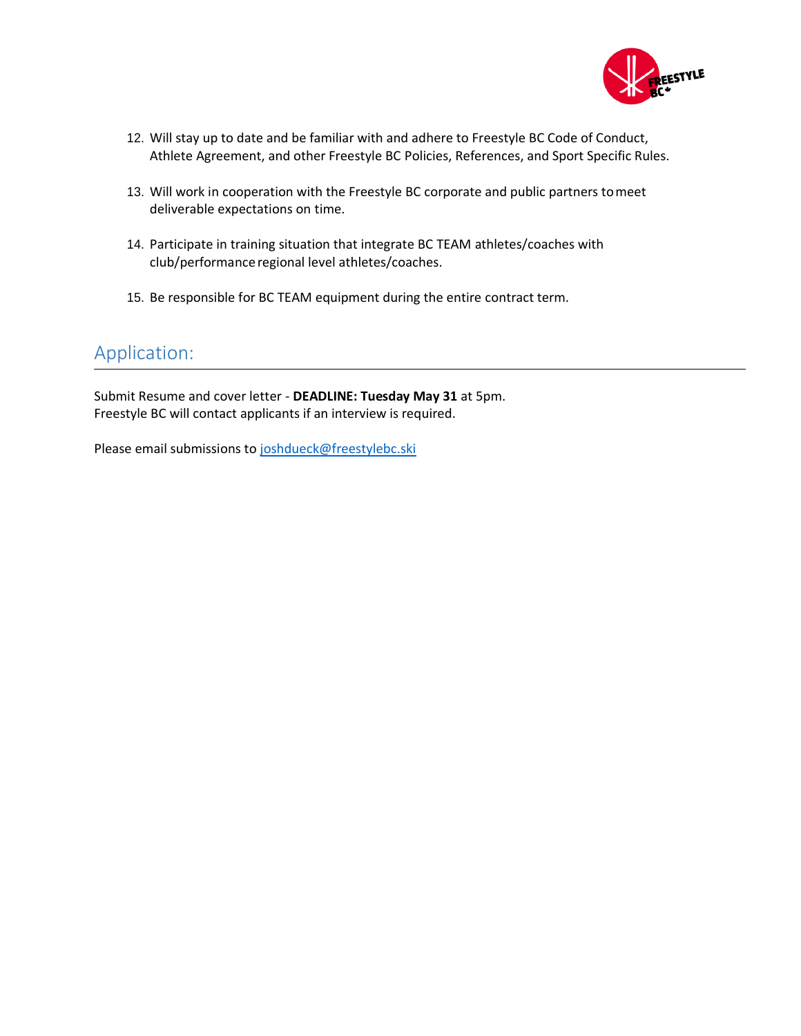12. Will stay up to date and be familiar with and adhere to Freestyle BC Code of Conduct, Athlete Agreement, and other Freestyle BC Policies, References, and Sport Specific Rules.

13. Will work in cooperation with the Freestyle BC corporate and public partners to meet deliverable expectations on time.

14. Participate in training situation that integrate BC TEAM athletes/coaches with club/performance regional level athletes/coaches.

15. Be responsible for BC TEAM equipment during the entire contract term.

## Application:

Submit Resume and cover letter - **DEADLINE: Tuesday May 31** at 5pm.
Freestyle BC will contact applicants if an interview is required.

Please email submissions to joshdueck@freestylebc.ski